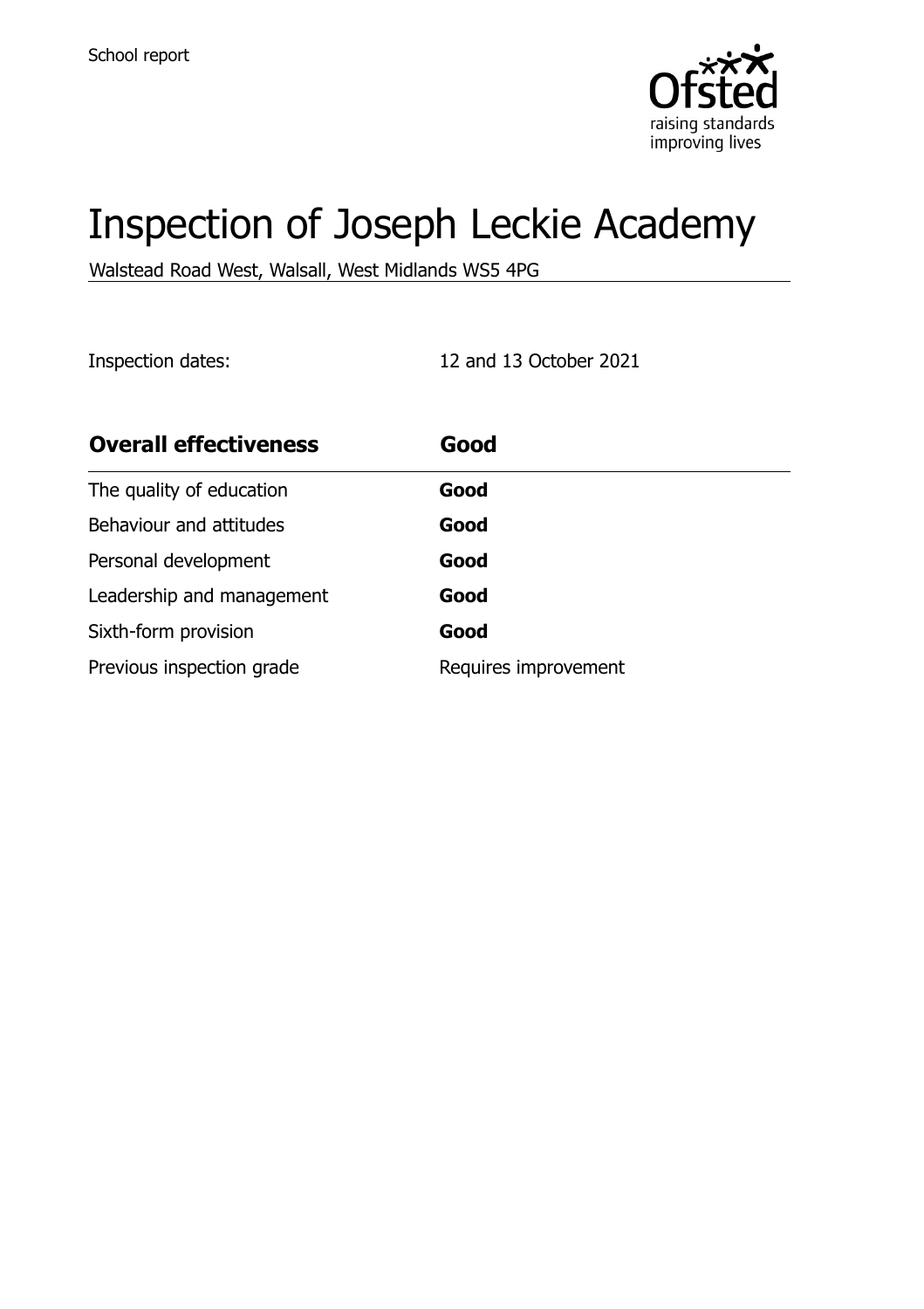School report

# Inspection of Joseph Leckie Academy

Walstead Road West, Walsall, West Midlands WS5 4PG

Inspection dates: 12 and 13 October 2021

| **Overall effectiveness** | **Good** |
| --- | --- |
| The quality of education | **Good** |
| Behaviour and attitudes | **Good** |
| Personal development | **Good** |
| Leadership and management | **Good** |
| Sixth-form provision | **Good** |
| Previous inspection grade | Requires improvement |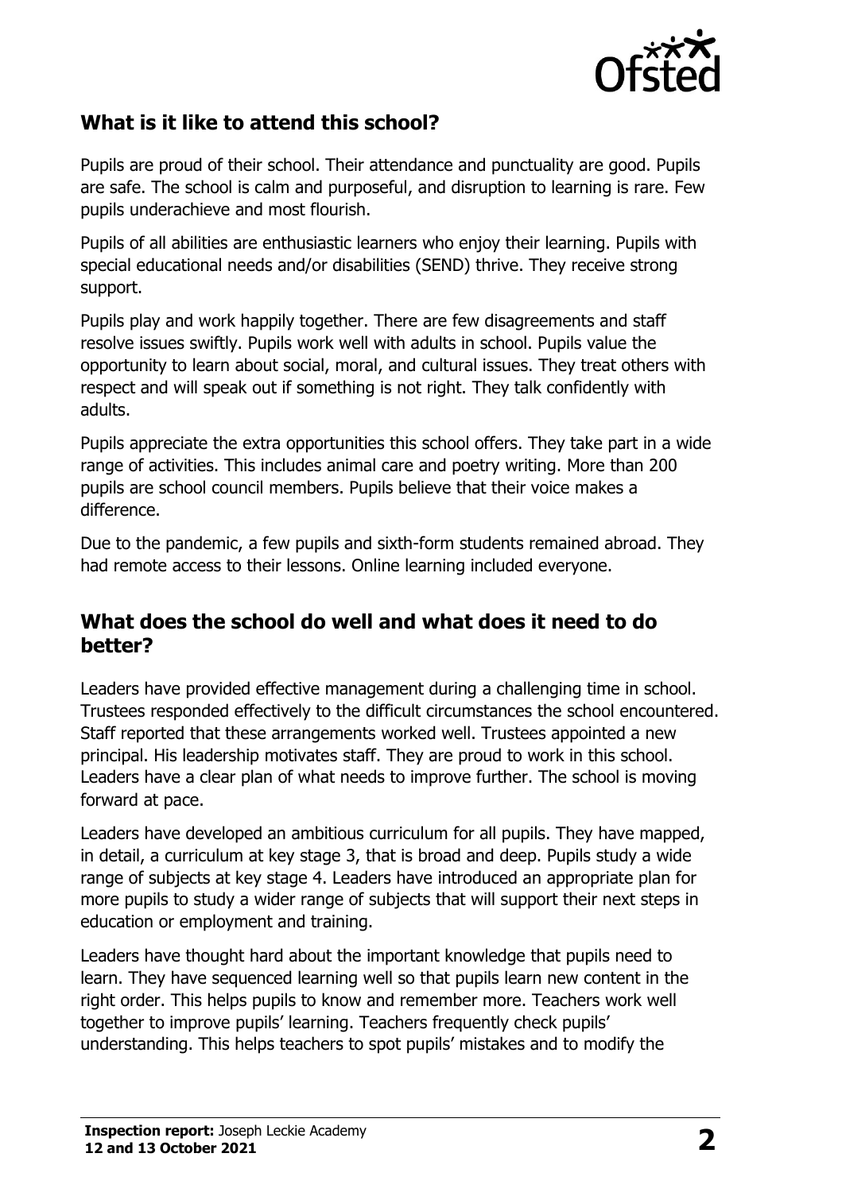## What is it like to attend this school?

Pupils are proud of their school. Their attendance and punctuality are good. Pupils are safe. The school is calm and purposeful, and disruption to learning is rare. Few pupils underachieve and most flourish.

Pupils of all abilities are enthusiastic learners who enjoy their learning. Pupils with special educational needs and/or disabilities (SEND) thrive. They receive strong support.

Pupils play and work happily together. There are few disagreements and staff resolve issues swiftly. Pupils work well with adults in school. Pupils value the opportunity to learn about social, moral, and cultural issues. They treat others with respect and will speak out if something is not right. They talk confidently with adults.

Pupils appreciate the extra opportunities this school offers. They take part in a wide range of activities. This includes animal care and poetry writing. More than 200 pupils are school council members. Pupils believe that their voice makes a difference.

Due to the pandemic, a few pupils and sixth-form students remained abroad. They had remote access to their lessons. Online learning included everyone.

## What does the school do well and what does it need to do better?

Leaders have provided effective management during a challenging time in school. Trustees responded effectively to the difficult circumstances the school encountered. Staff reported that these arrangements worked well. Trustees appointed a new principal. His leadership motivates staff. They are proud to work in this school. Leaders have a clear plan of what needs to improve further. The school is moving forward at pace.

Leaders have developed an ambitious curriculum for all pupils. They have mapped, in detail, a curriculum at key stage 3, that is broad and deep. Pupils study a wide range of subjects at key stage 4. Leaders have introduced an appropriate plan for more pupils to study a wider range of subjects that will support their next steps in education or employment and training.

Leaders have thought hard about the important knowledge that pupils need to learn. They have sequenced learning well so that pupils learn new content in the right order. This helps pupils to know and remember more. Teachers work well together to improve pupils' learning. Teachers frequently check pupils' understanding. This helps teachers to spot pupils' mistakes and to modify the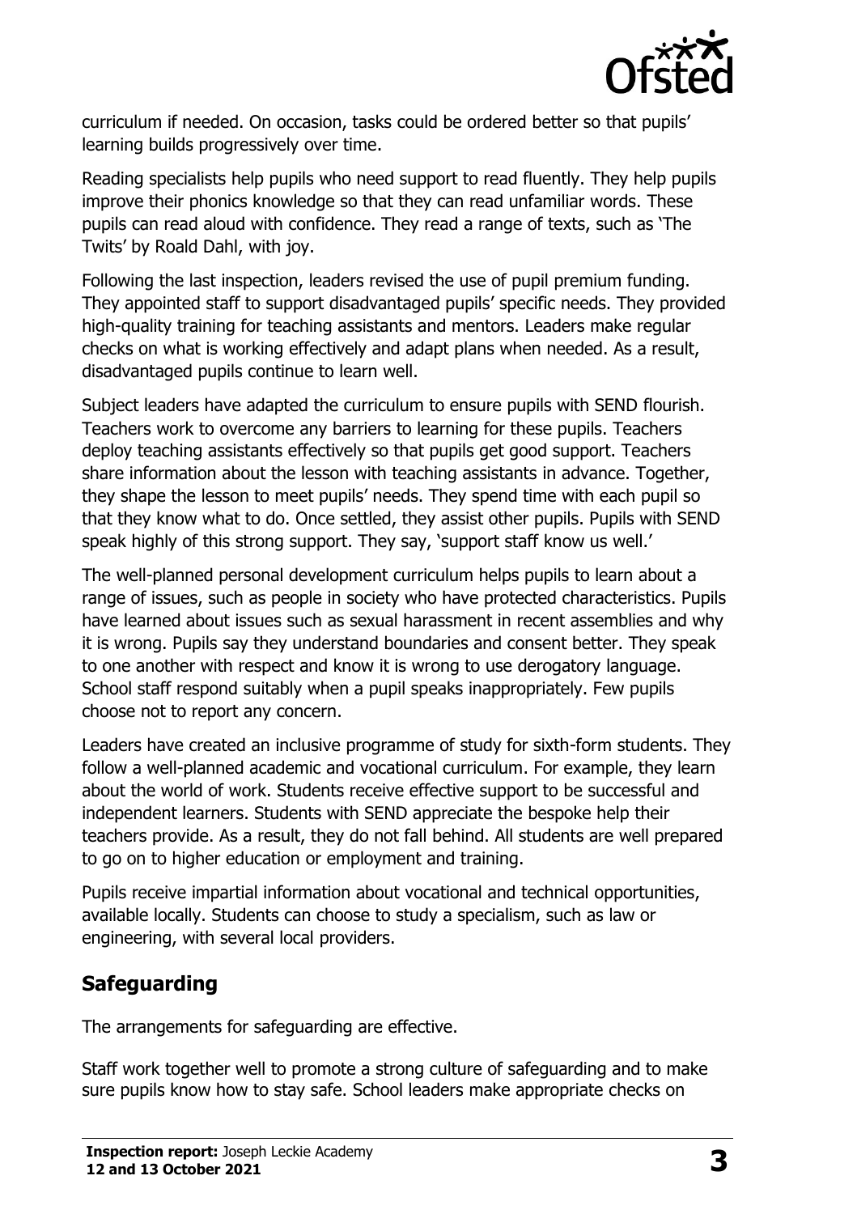curriculum if needed. On occasion, tasks could be ordered better so that pupils' learning builds progressively over time.

Reading specialists help pupils who need support to read fluently. They help pupils improve their phonics knowledge so that they can read unfamiliar words. These pupils can read aloud with confidence. They read a range of texts, such as 'The Twits' by Roald Dahl, with joy.

Following the last inspection, leaders revised the use of pupil premium funding. They appointed staff to support disadvantaged pupils' specific needs. They provided high-quality training for teaching assistants and mentors. Leaders make regular checks on what is working effectively and adapt plans when needed. As a result, disadvantaged pupils continue to learn well.

Subject leaders have adapted the curriculum to ensure pupils with SEND flourish. Teachers work to overcome any barriers to learning for these pupils. Teachers deploy teaching assistants effectively so that pupils get good support. Teachers share information about the lesson with teaching assistants in advance. Together, they shape the lesson to meet pupils' needs. They spend time with each pupil so that they know what to do. Once settled, they assist other pupils. Pupils with SEND speak highly of this strong support. They say, 'support staff know us well.'

The well-planned personal development curriculum helps pupils to learn about a range of issues, such as people in society who have protected characteristics. Pupils have learned about issues such as sexual harassment in recent assemblies and why it is wrong. Pupils say they understand boundaries and consent better. They speak to one another with respect and know it is wrong to use derogatory language. School staff respond suitably when a pupil speaks inappropriately. Few pupils choose not to report any concern.

Leaders have created an inclusive programme of study for sixth-form students. They follow a well-planned academic and vocational curriculum. For example, they learn about the world of work. Students receive effective support to be successful and independent learners. Students with SEND appreciate the bespoke help their teachers provide. As a result, they do not fall behind. All students are well prepared to go on to higher education or employment and training.

Pupils receive impartial information about vocational and technical opportunities, available locally. Students can choose to study a specialism, such as law or engineering, with several local providers.

## Safeguarding

The arrangements for safeguarding are effective.

Staff work together well to promote a strong culture of safeguarding and to make sure pupils know how to stay safe. School leaders make appropriate checks on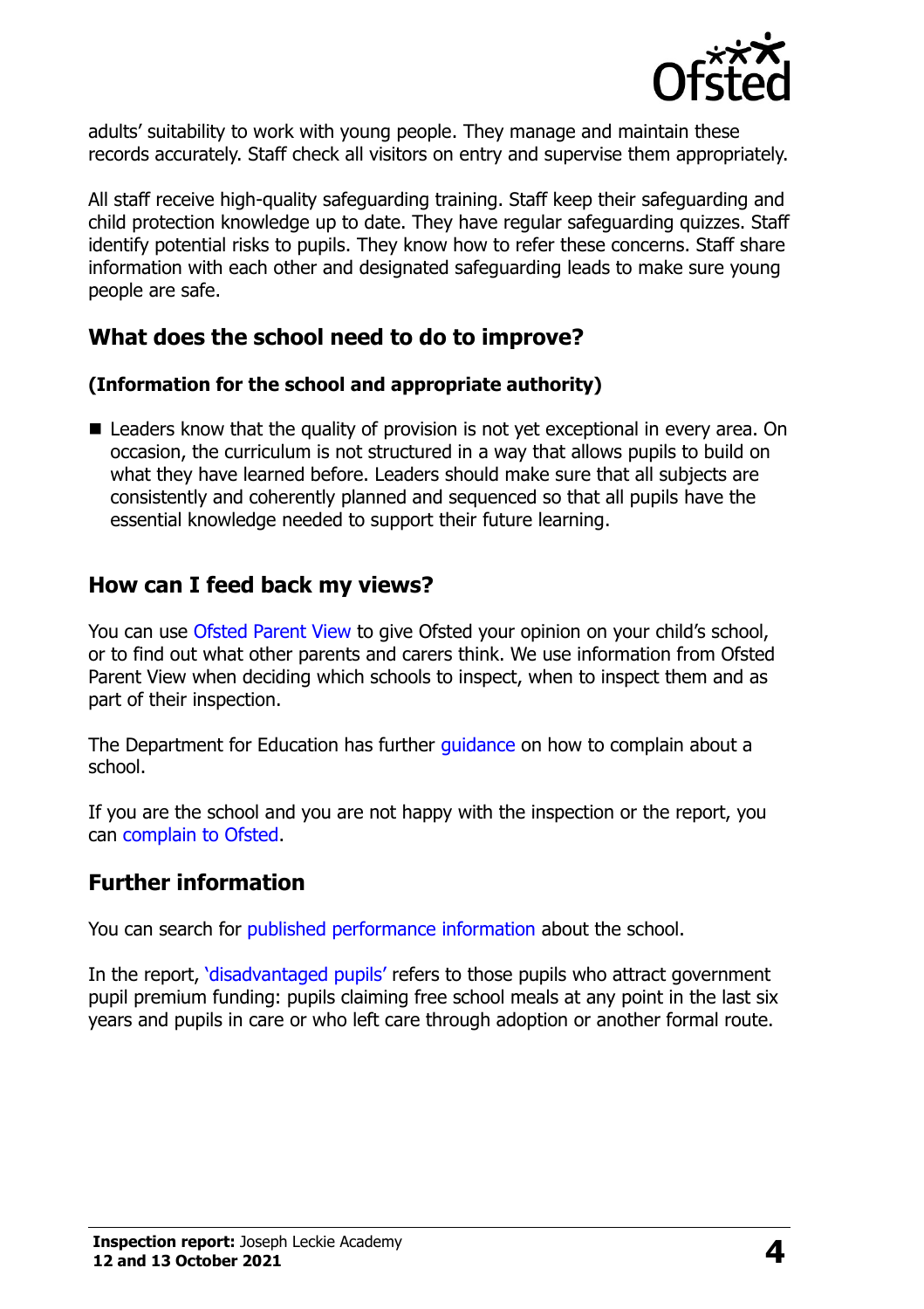adults' suitability to work with young people. They manage and maintain these records accurately. Staff check all visitors on entry and supervise them appropriately.

All staff receive high-quality safeguarding training. Staff keep their safeguarding and child protection knowledge up to date. They have regular safeguarding quizzes. Staff identify potential risks to pupils. They know how to refer these concerns. Staff share information with each other and designated safeguarding leads to make sure young people are safe.

## What does the school need to do to improve?

### (Information for the school and appropriate authority)

- Leaders know that the quality of provision is not yet exceptional in every area. On occasion, the curriculum is not structured in a way that allows pupils to build on what they have learned before. Leaders should make sure that all subjects are consistently and coherently planned and sequenced so that all pupils have the essential knowledge needed to support their future learning.

## How can I feed back my views?

You can use Ofsted Parent View to give Ofsted your opinion on your child's school, or to find out what other parents and carers think. We use information from Ofsted Parent View when deciding which schools to inspect, when to inspect them and as part of their inspection.

The Department for Education has further guidance on how to complain about a school.

If you are the school and you are not happy with the inspection or the report, you can complain to Ofsted.

## Further information

You can search for published performance information about the school.

In the report, 'disadvantaged pupils' refers to those pupils who attract government pupil premium funding: pupils claiming free school meals at any point in the last six years and pupils in care or who left care through adoption or another formal route.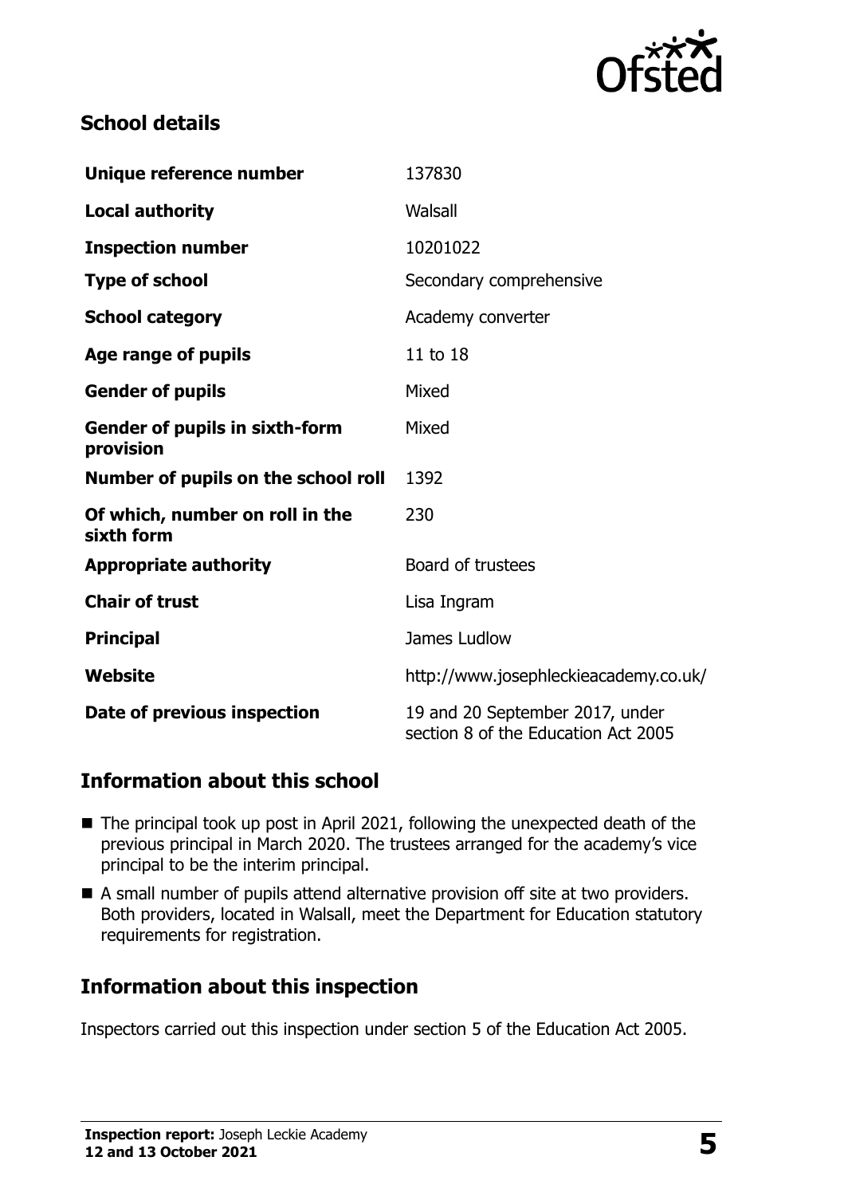## School details

| | |
|---|---|
| **Unique reference number** | 137830 |
| **Local authority** | Walsall |
| **Inspection number** | 10201022 |
| **Type of school** | Secondary comprehensive |
| **School category** | Academy converter |
| **Age range of pupils** | 11 to 18 |
| **Gender of pupils** | Mixed |
| **Gender of pupils in sixth-form provision** | Mixed |
| **Number of pupils on the school roll** | 1392 |
| **Of which, number on roll in the sixth form** | 230 |
| **Appropriate authority** | Board of trustees |
| **Chair of trust** | Lisa Ingram |
| **Principal** | James Ludlow |
| **Website** | http://www.josephleckieacademy.co.uk/ |
| **Date of previous inspection** | 19 and 20 September 2017, under section 8 of the Education Act 2005 |

## Information about this school

- The principal took up post in April 2021, following the unexpected death of the previous principal in March 2020. The trustees arranged for the academy's vice principal to be the interim principal.
- A small number of pupils attend alternative provision off site at two providers. Both providers, located in Walsall, meet the Department for Education statutory requirements for registration.

## Information about this inspection

Inspectors carried out this inspection under section 5 of the Education Act 2005.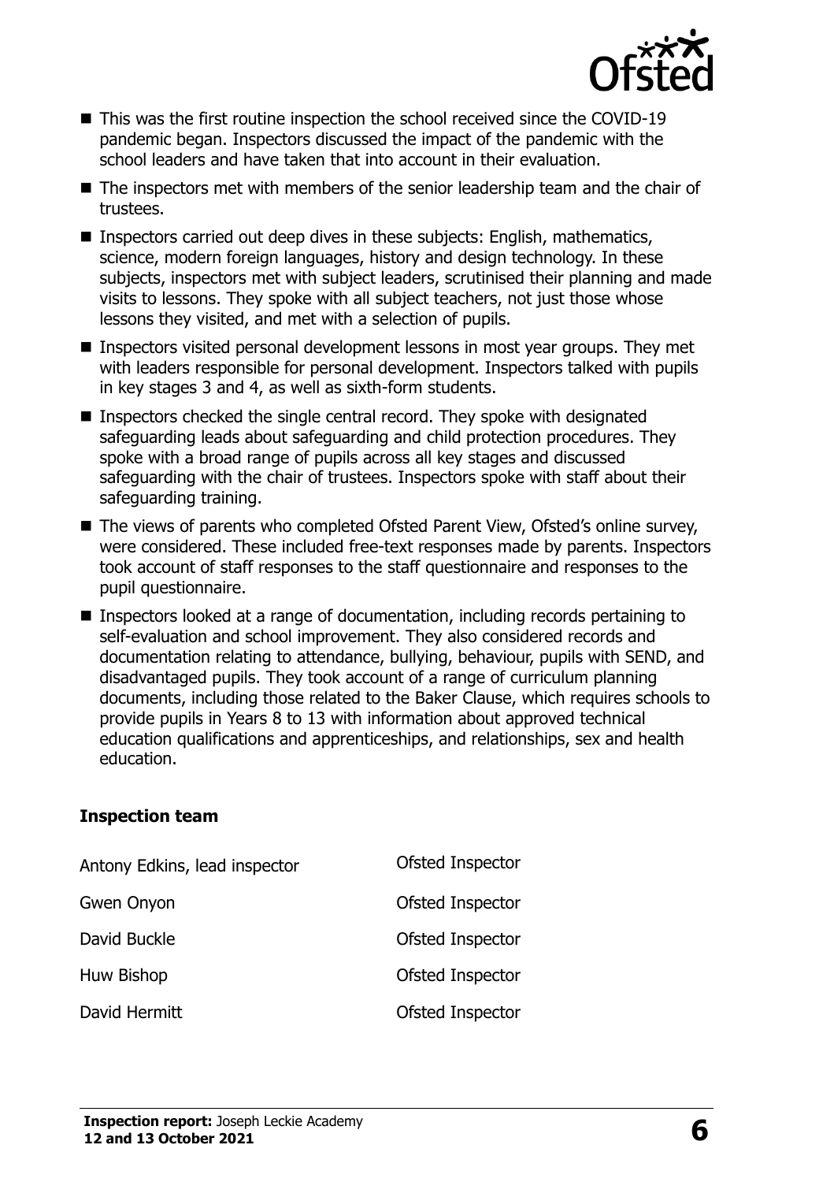- This was the first routine inspection the school received since the COVID-19 pandemic began. Inspectors discussed the impact of the pandemic with the school leaders and have taken that into account in their evaluation.
- The inspectors met with members of the senior leadership team and the chair of trustees.
- Inspectors carried out deep dives in these subjects: English, mathematics, science, modern foreign languages, history and design technology. In these subjects, inspectors met with subject leaders, scrutinised their planning and made visits to lessons. They spoke with all subject teachers, not just those whose lessons they visited, and met with a selection of pupils.
- Inspectors visited personal development lessons in most year groups. They met with leaders responsible for personal development. Inspectors talked with pupils in key stages 3 and 4, as well as sixth-form students.
- Inspectors checked the single central record. They spoke with designated safeguarding leads about safeguarding and child protection procedures. They spoke with a broad range of pupils across all key stages and discussed safeguarding with the chair of trustees. Inspectors spoke with staff about their safeguarding training.
- The views of parents who completed Ofsted Parent View, Ofsted's online survey, were considered. These included free-text responses made by parents. Inspectors took account of staff responses to the staff questionnaire and responses to the pupil questionnaire.
- Inspectors looked at a range of documentation, including records pertaining to self-evaluation and school improvement. They also considered records and documentation relating to attendance, bullying, behaviour, pupils with SEND, and disadvantaged pupils. They took account of a range of curriculum planning documents, including those related to the Baker Clause, which requires schools to provide pupils in Years 8 to 13 with information about approved technical education qualifications and apprenticeships, and relationships, sex and health education.

### Inspection team

| | |
|---|---|
| Antony Edkins, lead inspector | Ofsted Inspector |
| Gwen Onyon | Ofsted Inspector |
| David Buckle | Ofsted Inspector |
| Huw Bishop | Ofsted Inspector |
| David Hermitt | Ofsted Inspector |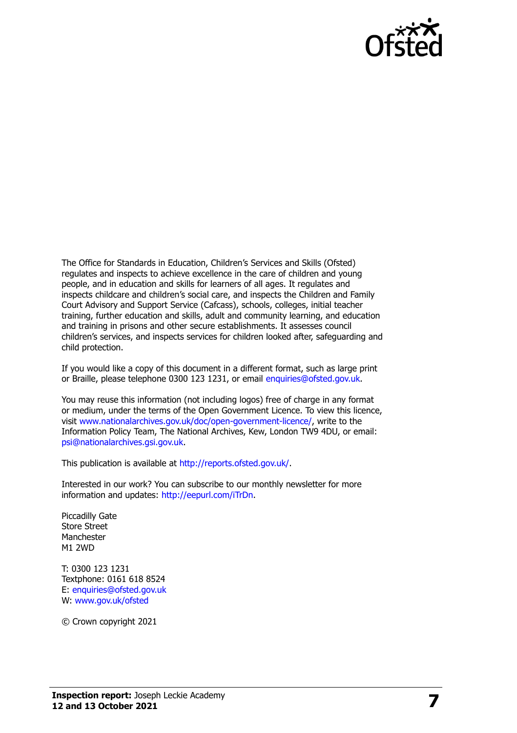The Office for Standards in Education, Children's Services and Skills (Ofsted) regulates and inspects to achieve excellence in the care of children and young people, and in education and skills for learners of all ages. It regulates and inspects childcare and children's social care, and inspects the Children and Family Court Advisory and Support Service (Cafcass), schools, colleges, initial teacher training, further education and skills, adult and community learning, and education and training in prisons and other secure establishments. It assesses council children's services, and inspects services for children looked after, safeguarding and child protection.

If you would like a copy of this document in a different format, such as large print or Braille, please telephone 0300 123 1231, or email enquiries@ofsted.gov.uk.

You may reuse this information (not including logos) free of charge in any format or medium, under the terms of the Open Government Licence. To view this licence, visit www.nationalarchives.gov.uk/doc/open-government-licence/, write to the Information Policy Team, The National Archives, Kew, London TW9 4DU, or email: psi@nationalarchives.gsi.gov.uk.

This publication is available at http://reports.ofsted.gov.uk/.

Interested in our work? You can subscribe to our monthly newsletter for more information and updates: http://eepurl.com/iTrDn.

Piccadilly Gate
Store Street
Manchester
M1 2WD

T: 0300 123 1231
Textphone: 0161 618 8524
E: enquiries@ofsted.gov.uk
W: www.gov.uk/ofsted

© Crown copyright 2021